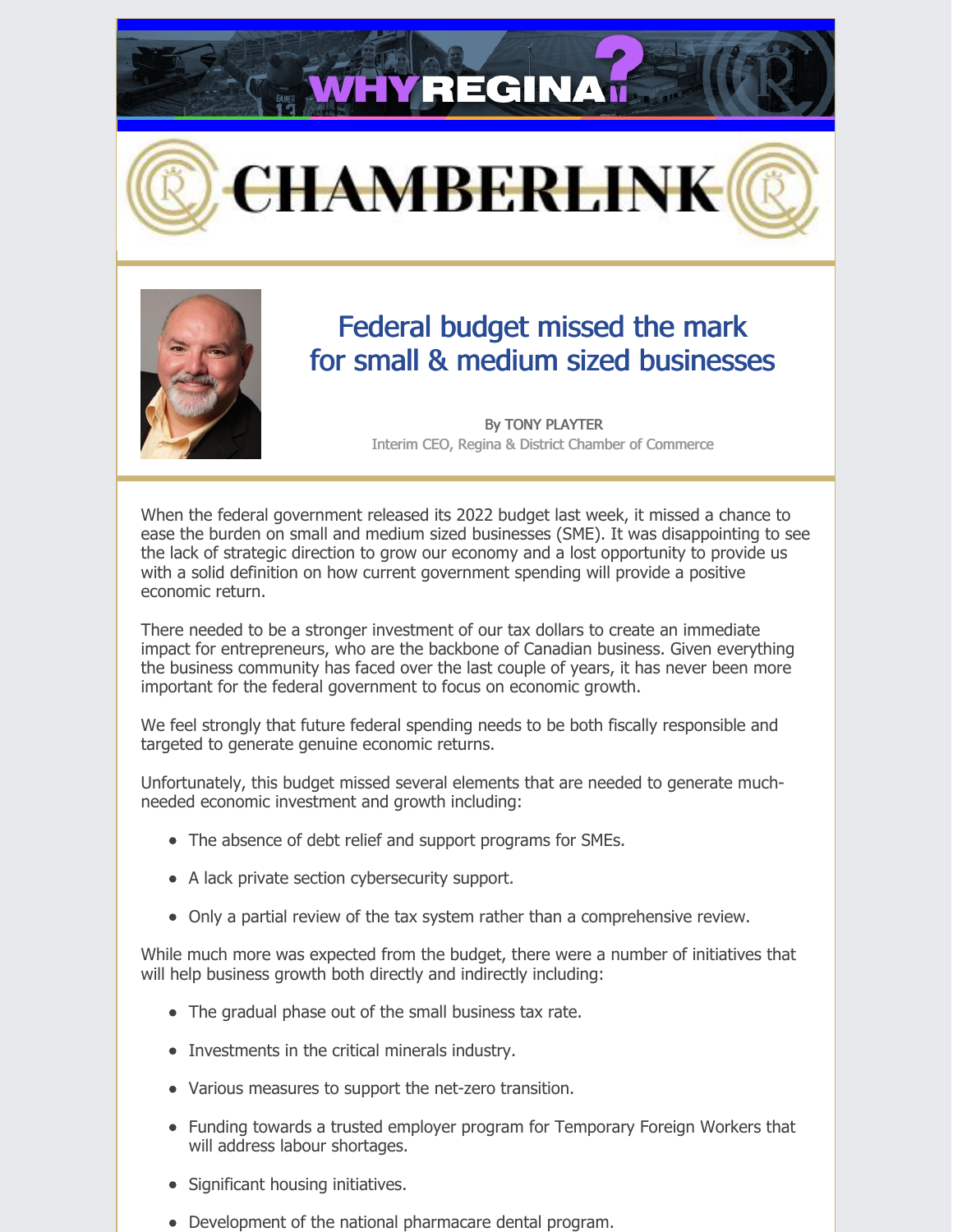WHYREGINA?

# CHAMBERLINK

## Federal budget missed the mark for small & medium sized businesses

**By TONY PLAYTER**
Interim CEO, Regina & District Chamber of Commerce

When the federal government released its 2022 budget last week, it missed a chance to ease the burden on small and medium sized businesses (SME). It was disappointing to see the lack of strategic direction to grow our economy and a lost opportunity to provide us with a solid definition on how current government spending will provide a positive economic return.

There needed to be a stronger investment of our tax dollars to create an immediate impact for entrepreneurs, who are the backbone of Canadian business. Given everything the business community has faced over the last couple of years, it has never been more important for the federal government to focus on economic growth.

We feel strongly that future federal spending needs to be both fiscally responsible and targeted to generate genuine economic returns.

Unfortunately, this budget missed several elements that are needed to generate much-needed economic investment and growth including:

- The absence of debt relief and support programs for SMEs.
- A lack private section cybersecurity support.
- Only a partial review of the tax system rather than a comprehensive review.

While much more was expected from the budget, there were a number of initiatives that will help business growth both directly and indirectly including:

- The gradual phase out of the small business tax rate.
- Investments in the critical minerals industry.
- Various measures to support the net-zero transition.
- Funding towards a trusted employer program for Temporary Foreign Workers that will address labour shortages.
- Significant housing initiatives.
- Development of the national pharmacare dental program.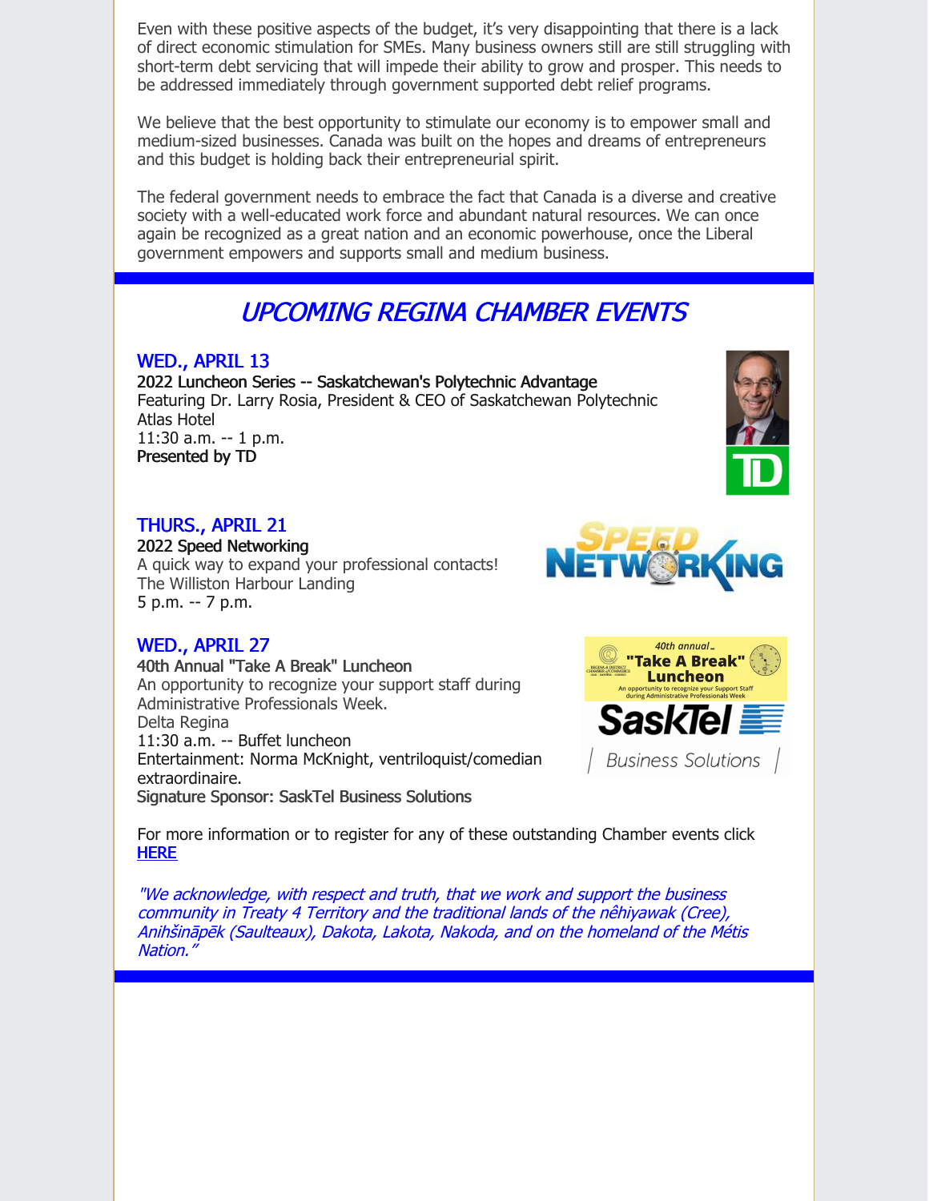Even with these positive aspects of the budget, it's very disappointing that there is a lack of direct economic stimulation for SMEs. Many business owners still are still struggling with short-term debt servicing that will impede their ability to grow and prosper. This needs to be addressed immediately through government supported debt relief programs.

We believe that the best opportunity to stimulate our economy is to empower small and medium-sized businesses. Canada was built on the hopes and dreams of entrepreneurs and this budget is holding back their entrepreneurial spirit.

The federal government needs to embrace the fact that Canada is a diverse and creative society with a well-educated work force and abundant natural resources. We can once again be recognized as a great nation and an economic powerhouse, once the Liberal government empowers and supports small and medium business.

## *UPCOMING REGINA CHAMBER EVENTS*

### WED., APRIL 13

**2022 Luncheon Series -- Saskatchewan's Polytechnic Advantage**
Featuring Dr. Larry Rosia, President & CEO of Saskatchewan Polytechnic
Atlas Hotel
11:30 a.m. -- 1 p.m.
**Presented by TD**

### THURS., APRIL 21

**2022 Speed Networking**
A quick way to expand your professional contacts!
The Williston Harbour Landing
5 p.m. -- 7 p.m.

### WED., APRIL 27

**40th Annual "Take A Break" Luncheon**
An opportunity to recognize your support staff during Administrative Professionals Week.
Delta Regina
11:30 a.m. -- Buffet luncheon
Entertainment: Norma McKnight, ventriloquist/comedian extraordinaire.
**Signature Sponsor: SaskTel Business Solutions**

For more information or to register for any of these outstanding Chamber events click [HERE]

*"We acknowledge, with respect and truth, that we work and support the business community in Treaty 4 Territory and the traditional lands of the nêhiyawak (Cree), Anihšināpēk (Saulteaux), Dakota, Lakota, Nakoda, and on the homeland of the Métis Nation."*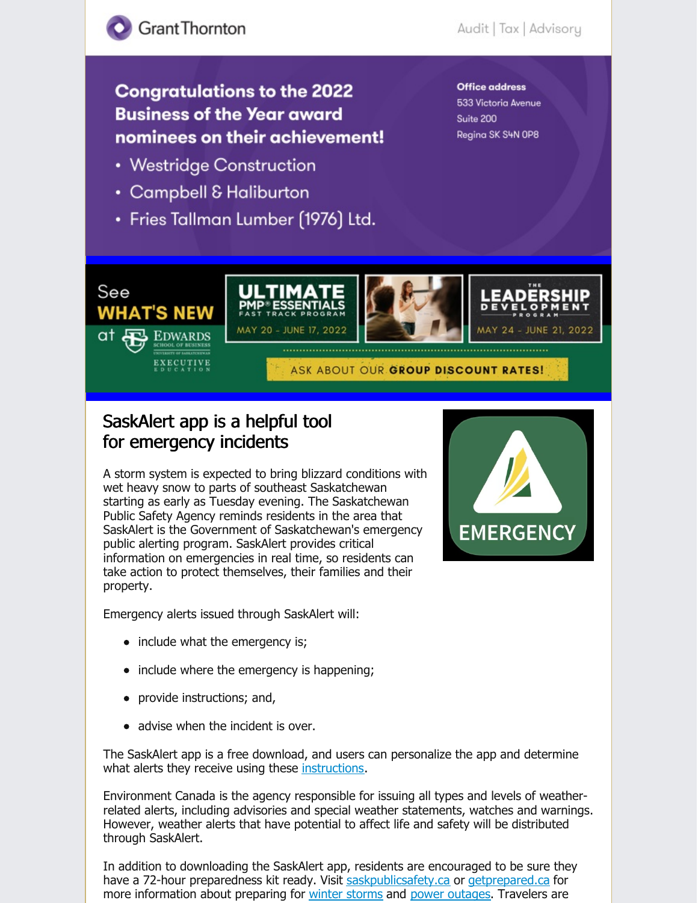Grant Thornton

Audit | Tax | Advisory

**Congratulations to the 2022 Business of the Year award nominees on their achievement!**

- Westridge Construction
- Campbell & Haliburton
- Fries Tallman Lumber (1976) Ltd.

**Office address**
533 Victoria Avenue
Suite 200
Regina SK S4N 0P8

See **WHAT'S NEW** at Edwards School of Business Executive Education

**ULTIMATE PMP® ESSENTIALS** FAST TRACK PROGRAM
MAY 20 - JUNE 17, 2022

**THE LEADERSHIP DEVELOPMENT PROGRAM**
MAY 24 - JUNE 21, 2022

ASK ABOUT OUR **GROUP DISCOUNT RATES!**

## SaskAlert app is a helpful tool for emergency incidents

A storm system is expected to bring blizzard conditions with wet heavy snow to parts of southeast Saskatchewan starting as early as Tuesday evening. The Saskatchewan Public Safety Agency reminds residents in the area that SaskAlert is the Government of Saskatchewan's emergency public alerting program. SaskAlert provides critical information on emergencies in real time, so residents can take action to protect themselves, their families and their property.

EMERGENCY

Emergency alerts issued through SaskAlert will:

- include what the emergency is;
- include where the emergency is happening;
- provide instructions; and,
- advise when the incident is over.

The SaskAlert app is a free download, and users can personalize the app and determine what alerts they receive using these [instructions](#).

Environment Canada is the agency responsible for issuing all types and levels of weather-related alerts, including advisories and special weather statements, watches and warnings. However, weather alerts that have potential to affect life and safety will be distributed through SaskAlert.

In addition to downloading the SaskAlert app, residents are encouraged to be sure they have a 72-hour preparedness kit ready. Visit [saskpublicsafety.ca](#) or [getprepared.ca](#) for more information about preparing for [winter storms](#) and [power outages](#). Travelers are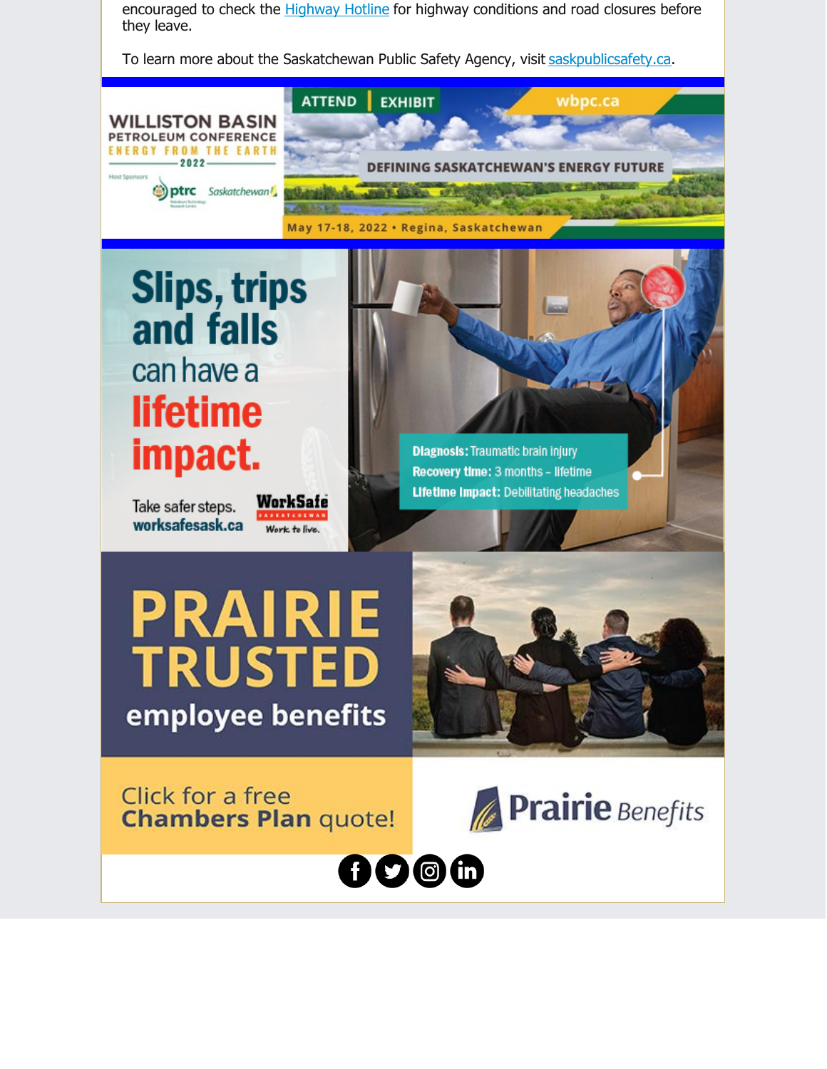encouraged to check the [Highway Hotline] for highway conditions and road closures before they leave.

To learn more about the Saskatchewan Public Safety Agency, visit saskpublicsafety.ca.

WILLISTON BASIN PETROLEUM CONFERENCE
ENERGY FROM THE EARTH
2022

Host Sponsors
ptrc Saskatchewan

ATTEND | EXHIBIT
wbpc.ca

DEFINING SASKATCHEWAN'S ENERGY FUTURE

May 17-18, 2022 • Regina, Saskatchewan

Slips, trips and falls can have a lifetime impact.

Take safer steps.
worksafesask.ca

WorkSafe Saskatchewan
Work to live.

**Diagnosis:** Traumatic brain injury
**Recovery time:** 3 months – lifetime
**Lifetime impact:** Debilitating headaches

PRAIRIE TRUSTED
employee benefits

Click for a free
**Chambers Plan** quote!

Prairie Benefits